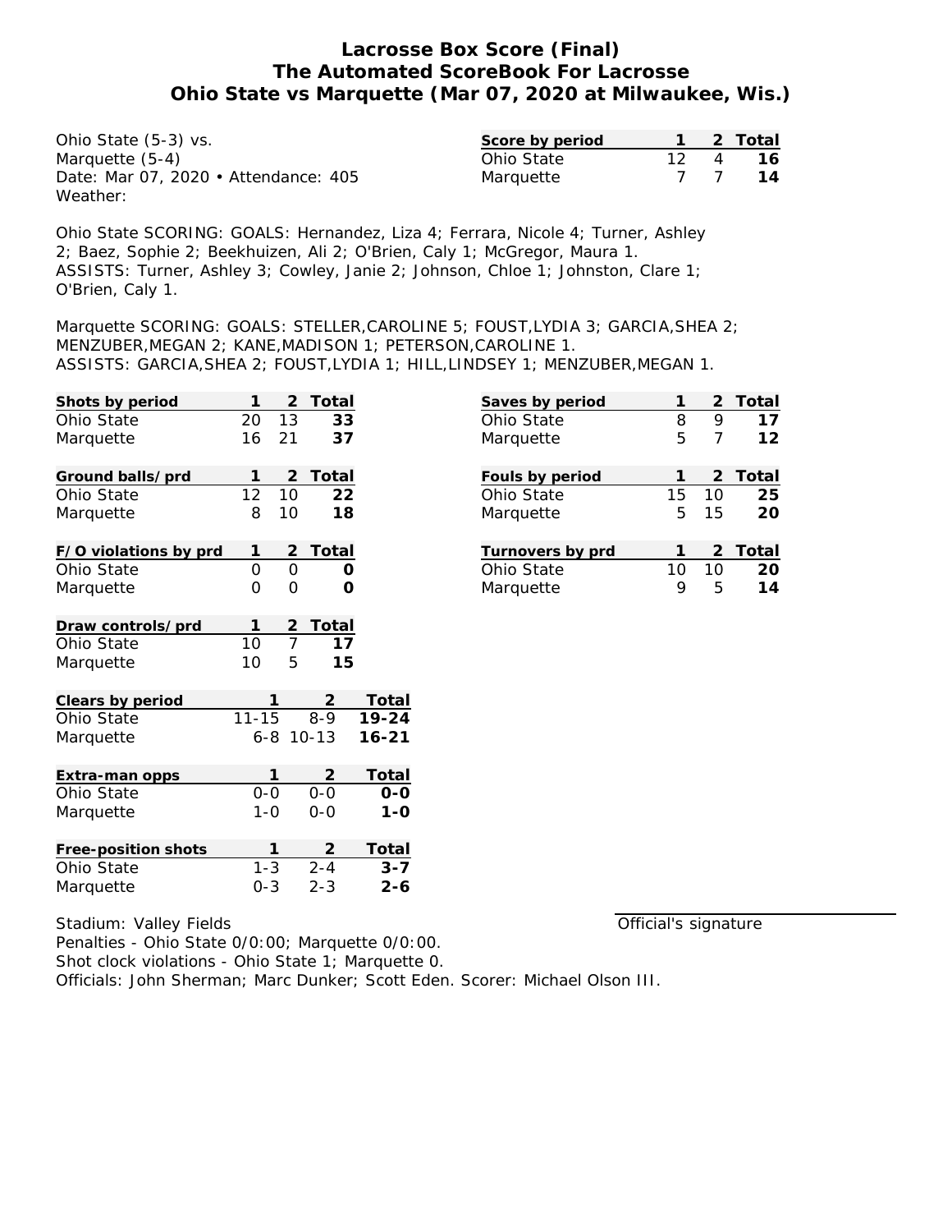# Lacrosse Box Score (Final)
## The Automated ScoreBook For Lacrosse
## Ohio State vs Marquette (Mar 07, 2020 at Milwaukee, Wis.)

Ohio State (5-3) vs.
Marquette (5-4)
Date: Mar 07, 2020 • Attendance: 405
Weather:

| Score by period | 1 | 2 | Total |
|---|---|---|---|
| Ohio State | 12 | 4 | **16** |
| Marquette | 7 | 7 | **14** |

Ohio State SCORING: GOALS: Hernandez, Liza 4; Ferrara, Nicole 4; Turner, Ashley 2; Baez, Sophie 2; Beekhuizen, Ali 2; O'Brien, Caly 1; McGregor, Maura 1. ASSISTS: Turner, Ashley 3; Cowley, Janie 2; Johnson, Chloe 1; Johnston, Clare 1; O'Brien, Caly 1.

Marquette SCORING: GOALS: STELLER,CAROLINE 5; FOUST,LYDIA 3; GARCIA,SHEA 2; MENZUBER,MEGAN 2; KANE,MADISON 1; PETERSON,CAROLINE 1. ASSISTS: GARCIA,SHEA 2; FOUST,LYDIA 1; HILL,LINDSEY 1; MENZUBER,MEGAN 1.

| Shots by period | 1 | 2 | Total |
|---|---|---|---|
| Ohio State | 20 | 13 | **33** |
| Marquette | 16 | 21 | **37** |

| Ground balls/prd | 1 | 2 | Total |
|---|---|---|---|
| Ohio State | 12 | 10 | **22** |
| Marquette | 8 | 10 | **18** |

| F/O violations by prd | 1 | 2 | Total |
|---|---|---|---|
| Ohio State | 0 | 0 | **0** |
| Marquette | 0 | 0 | **0** |

| Draw controls/prd | 1 | 2 | Total |
|---|---|---|---|
| Ohio State | 10 | 7 | **17** |
| Marquette | 10 | 5 | **15** |

| Clears by period | 1 | 2 | Total |
|---|---|---|---|
| Ohio State | 11-15 | 8-9 | **19-24** |
| Marquette | 6-8 | 10-13 | **16-21** |

| Extra-man opps | 1 | 2 | Total |
|---|---|---|---|
| Ohio State | 0-0 | 0-0 | **0-0** |
| Marquette | 1-0 | 0-0 | **1-0** |

| Free-position shots | 1 | 2 | Total |
|---|---|---|---|
| Ohio State | 1-3 | 2-4 | **3-7** |
| Marquette | 0-3 | 2-3 | **2-6** |

| Saves by period | 1 | 2 | Total |
|---|---|---|---|
| Ohio State | 8 | 9 | **17** |
| Marquette | 5 | 7 | **12** |

| Fouls by period | 1 | 2 | Total |
|---|---|---|---|
| Ohio State | 15 | 10 | **25** |
| Marquette | 5 | 15 | **20** |

| Turnovers by prd | 1 | 2 | Total |
|---|---|---|---|
| Ohio State | 10 | 10 | **20** |
| Marquette | 9 | 5 | **14** |

Stadium: Valley Fields
Penalties - Ohio State 0/0:00; Marquette 0/0:00.
Shot clock violations - Ohio State 1; Marquette 0.
Officials: John Sherman; Marc Dunker; Scott Eden. Scorer: Michael Olson III.

Official's signature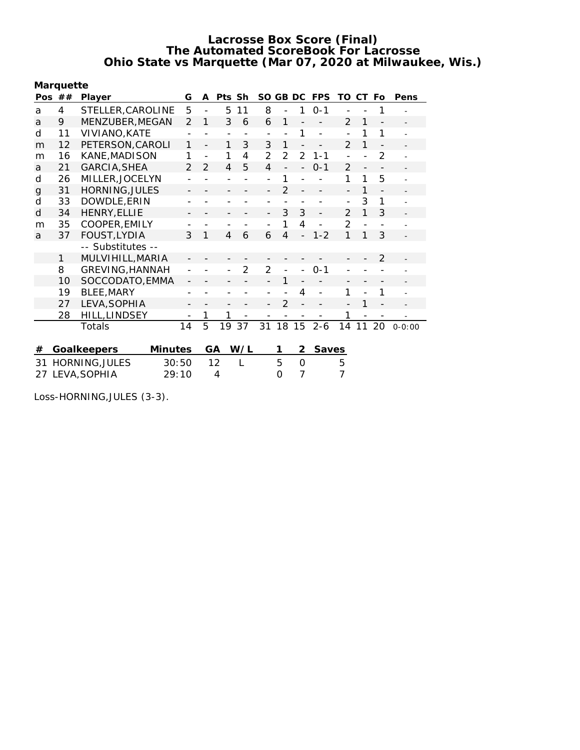# Lacrosse Box Score (Final)
## The Automated ScoreBook For Lacrosse
## Ohio State vs Marquette (Mar 07, 2020 at Milwaukee, Wis.)

**Marquette**

| Pos | ## | Player | G | A | Pts | Sh | SO | GB | DC | FPS | TO | CT | Fo | Pens |
|---|---|---|---|---|---|---|---|---|---|---|---|---|---|---|
| a | 4 | STELLER,CAROLINE | 5 | - | 5 | 11 | 8 | - | 1 | 0-1 | - | - | 1 | - |
| a | 9 | MENZUBER,MEGAN | 2 | 1 | 3 | 6 | 6 | 1 | - | - | 2 | 1 | - | - |
| d | 11 | VIVIANO,KATE | - | - | - | - | - | - | 1 | - | - | 1 | 1 | - |
| m | 12 | PETERSON,CAROLI | 1 | - | 1 | 3 | 3 | 1 | - | - | 2 | 1 | - | - |
| m | 16 | KANE,MADISON | 1 | - | 1 | 4 | 2 | 2 | 2 | 1-1 | - | - | 2 | - |
| a | 21 | GARCIA,SHEA | 2 | 2 | 4 | 5 | 4 | - | - | 0-1 | 2 | - | - | - |
| d | 26 | MILLER,JOCELYN | - | - | - | - | - | 1 | - | - | 1 | 1 | 5 | - |
| g | 31 | HORNING,JULES | - | - | - | - | - | 2 | - | - | - | 1 | - | - |
| d | 33 | DOWDLE,ERIN | - | - | - | - | - | - | - | - | - | 3 | 1 | - |
| d | 34 | HENRY,ELLIE | - | - | - | - | - | 3 | 3 | - | 2 | 1 | 3 | - |
| m | 35 | COOPER,EMILY | - | - | - | - | - | 1 | 4 | - | 2 | - | - | - |
| a | 37 | FOUST,LYDIA | 3 | 1 | 4 | 6 | 6 | 4 | - | 1-2 | 1 | 1 | 3 | - |
| | | -- Substitutes -- | | | | | | | | | | | | |
| | 1 | MULVIHILL,MARIA | - | - | - | - | - | - | - | - | - | - | 2 | - |
| | 8 | GREVING,HANNAH | - | - | - | 2 | 2 | - | - | 0-1 | - | - | - | - |
| | 10 | SOCCODATO,EMMA | - | - | - | - | - | 1 | - | - | - | - | - | - |
| | 19 | BLEE,MARY | - | - | - | - | - | - | 4 | - | 1 | - | 1 | - |
| | 27 | LEVA,SOPHIA | - | - | - | - | - | 2 | - | - | - | 1 | - | - |
| | 28 | HILL,LINDSEY | - | 1 | 1 | - | - | - | - | - | 1 | - | - | - |
| | | Totals | 14 | 5 | 19 | 37 | 31 | 18 | 15 | 2-6 | 14 | 11 | 20 | 0-0:00 |

| # | Goalkeepers | Minutes | GA | W/L | 1 | 2 | Saves |
|---|---|---|---|---|---|---|---|
| 31 | HORNING,JULES | 30:50 | 12 | L | 5 | 0 | 5 |
| 27 | LEVA,SOPHIA | 29:10 | 4 | | 0 | 7 | 7 |

Loss-HORNING,JULES (3-3).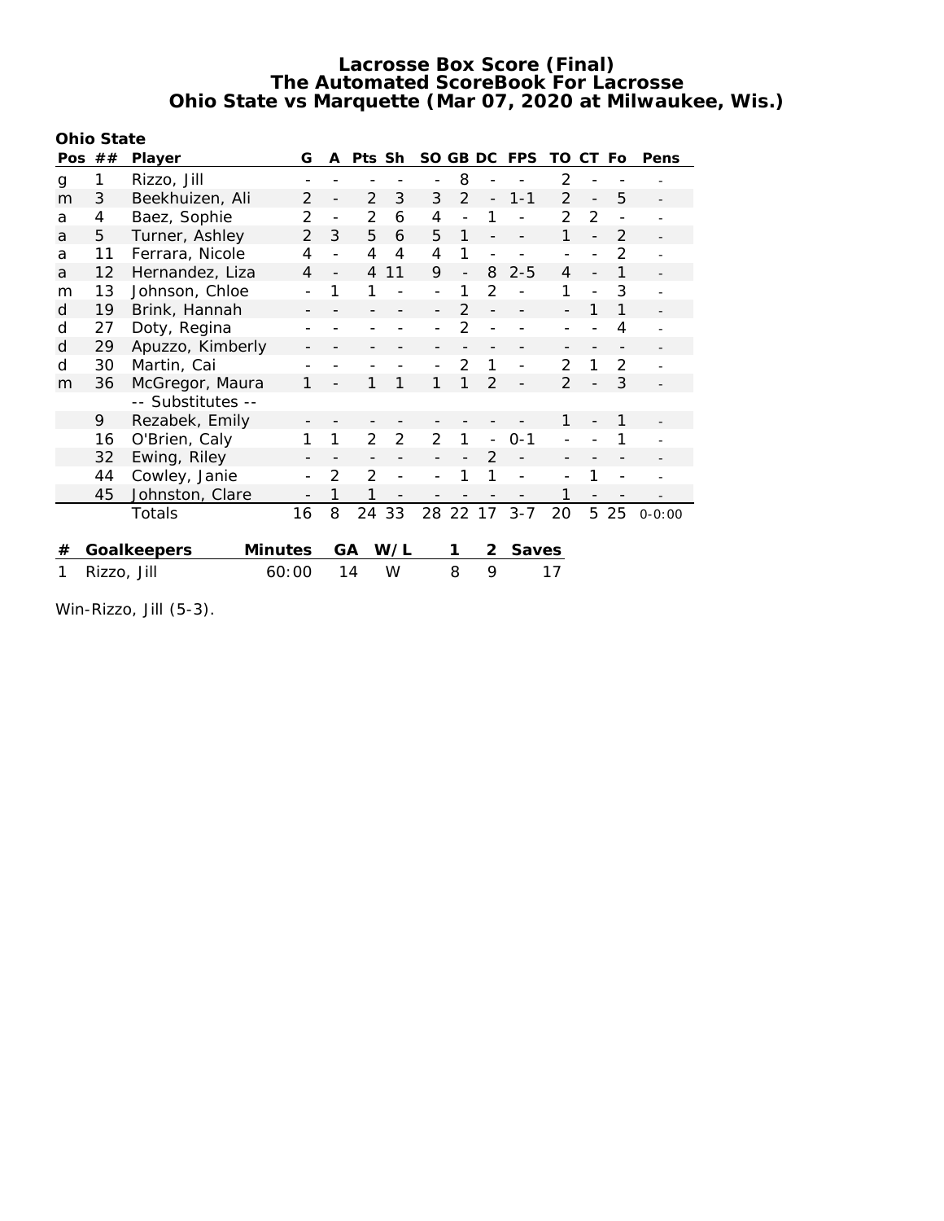# Lacrosse Box Score (Final)
## The Automated ScoreBook For Lacrosse
## Ohio State vs Marquette (Mar 07, 2020 at Milwaukee, Wis.)

**Ohio State**

| Pos | ## | Player | G | A | Pts | Sh | SO | GB | DC | FPS | TO | CT | Fo | Pens |
|---|---|---|---|---|---|---|---|---|---|---|---|---|---|---|
| g | 1 | Rizzo, Jill | - | - | - | - | - | 8 | - | - | 2 | - | - | - |
| m | 3 | Beekhuizen, Ali | 2 | - | 2 | 3 | 3 | 2 | - | 1-1 | 2 | - | 5 | - |
| a | 4 | Baez, Sophie | 2 | - | 2 | 6 | 4 | - | 1 | - | 2 | 2 | - | - |
| a | 5 | Turner, Ashley | 2 | 3 | 5 | 6 | 5 | 1 | - | - | 1 | - | 2 | - |
| a | 11 | Ferrara, Nicole | 4 | - | 4 | 4 | 4 | 1 | - | - | - | - | 2 | - |
| a | 12 | Hernandez, Liza | 4 | - | 4 | 11 | 9 | - | 8 | 2-5 | 4 | - | 1 | - |
| m | 13 | Johnson, Chloe | - | 1 | 1 | - | - | 1 | 2 | - | 1 | - | 3 | - |
| d | 19 | Brink, Hannah | - | - | - | - | - | 2 | - | - | - | 1 | 1 | - |
| d | 27 | Doty, Regina | - | - | - | - | - | 2 | - | - | - | - | 4 | - |
| d | 29 | Apuzzo, Kimberly | - | - | - | - | - | - | - | - | - | - | - | - |
| d | 30 | Martin, Cai | - | - | - | - | - | 2 | 1 | - | 2 | 1 | 2 | - |
| m | 36 | McGregor, Maura | 1 | - | 1 | 1 | 1 | 1 | 2 | - | 2 | - | 3 | - |
| | | -- Substitutes -- | | | | | | | | | | | | |
| | 9 | Rezabek, Emily | - | - | - | - | - | - | - | - | 1 | - | 1 | - |
| | 16 | O'Brien, Caly | 1 | 1 | 2 | 2 | 2 | 1 | - | 0-1 | - | - | 1 | - |
| | 32 | Ewing, Riley | - | - | - | - | - | - | 2 | - | - | - | - | - |
| | 44 | Cowley, Janie | - | 2 | 2 | - | - | 1 | 1 | - | - | 1 | - | - |
| | 45 | Johnston, Clare | - | 1 | 1 | - | - | - | - | - | 1 | - | - | - |
| | | Totals | 16 | 8 | 24 | 33 | 28 | 22 | 17 | 3-7 | 20 | 5 | 25 | 0-0:00 |

| # | Goalkeepers | Minutes | GA | W/L | 1 | 2 | Saves |
|---|---|---|---|---|---|---|---|
| 1 | Rizzo, Jill | 60:00 | 14 | W | 8 | 9 | 17 |

Win-Rizzo, Jill (5-3).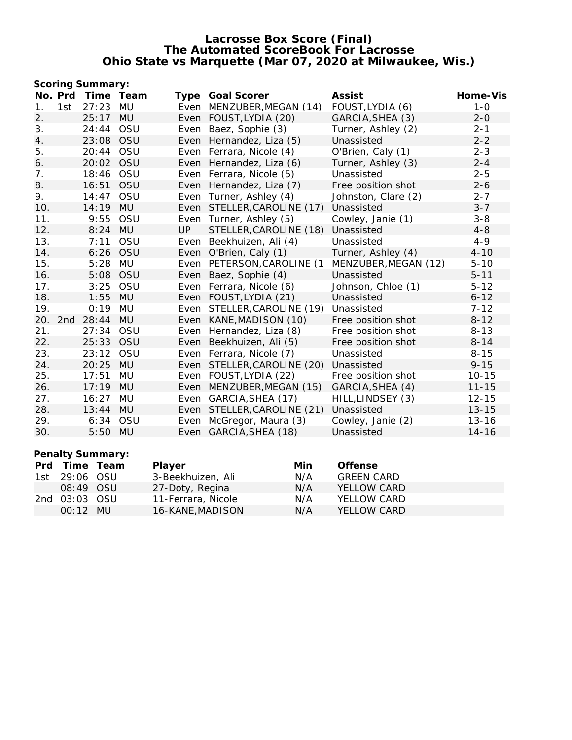# Lacrosse Box Score (Final)
## The Automated ScoreBook For Lacrosse
## Ohio State vs Marquette (Mar 07, 2020 at Milwaukee, Wis.)

**Scoring Summary:**

| No. | Prd | Time | Team | Type | Goal Scorer | Assist | Home-Vis |
|---|---|---|---|---|---|---|---|
| 1. | 1st | 27:23 | MU | Even | MENZUBER,MEGAN (14) | FOUST,LYDIA (6) | 1-0 |
| 2. | | 25:17 | MU | Even | FOUST,LYDIA (20) | GARCIA,SHEA (3) | 2-0 |
| 3. | | 24:44 | OSU | Even | Baez, Sophie (3) | Turner, Ashley (2) | 2-1 |
| 4. | | 23:08 | OSU | Even | Hernandez, Liza (5) | Unassisted | 2-2 |
| 5. | | 20:44 | OSU | Even | Ferrara, Nicole (4) | O'Brien, Caly (1) | 2-3 |
| 6. | | 20:02 | OSU | Even | Hernandez, Liza (6) | Turner, Ashley (3) | 2-4 |
| 7. | | 18:46 | OSU | Even | Ferrara, Nicole (5) | Unassisted | 2-5 |
| 8. | | 16:51 | OSU | Even | Hernandez, Liza (7) | Free position shot | 2-6 |
| 9. | | 14:47 | OSU | Even | Turner, Ashley (4) | Johnston, Clare (2) | 2-7 |
| 10. | | 14:19 | MU | Even | STELLER,CAROLINE (17) | Unassisted | 3-7 |
| 11. | | 9:55 | OSU | Even | Turner, Ashley (5) | Cowley, Janie (1) | 3-8 |
| 12. | | 8:24 | MU | UP | STELLER,CAROLINE (18) | Unassisted | 4-8 |
| 13. | | 7:11 | OSU | Even | Beekhuizen, Ali (4) | Unassisted | 4-9 |
| 14. | | 6:26 | OSU | Even | O'Brien, Caly (1) | Turner, Ashley (4) | 4-10 |
| 15. | | 5:28 | MU | Even | PETERSON,CAROLINE (1 | MENZUBER,MEGAN (12) | 5-10 |
| 16. | | 5:08 | OSU | Even | Baez, Sophie (4) | Unassisted | 5-11 |
| 17. | | 3:25 | OSU | Even | Ferrara, Nicole (6) | Johnson, Chloe (1) | 5-12 |
| 18. | | 1:55 | MU | Even | FOUST,LYDIA (21) | Unassisted | 6-12 |
| 19. | | 0:19 | MU | Even | STELLER,CAROLINE (19) | Unassisted | 7-12 |
| 20. | 2nd | 28:44 | MU | Even | KANE,MADISON (10) | Free position shot | 8-12 |
| 21. | | 27:34 | OSU | Even | Hernandez, Liza (8) | Free position shot | 8-13 |
| 22. | | 25:33 | OSU | Even | Beekhuizen, Ali (5) | Free position shot | 8-14 |
| 23. | | 23:12 | OSU | Even | Ferrara, Nicole (7) | Unassisted | 8-15 |
| 24. | | 20:25 | MU | Even | STELLER,CAROLINE (20) | Unassisted | 9-15 |
| 25. | | 17:51 | MU | Even | FOUST,LYDIA (22) | Free position shot | 10-15 |
| 26. | | 17:19 | MU | Even | MENZUBER,MEGAN (15) | GARCIA,SHEA (4) | 11-15 |
| 27. | | 16:27 | MU | Even | GARCIA,SHEA (17) | HILL,LINDSEY (3) | 12-15 |
| 28. | | 13:44 | MU | Even | STELLER,CAROLINE (21) | Unassisted | 13-15 |
| 29. | | 6:34 | OSU | Even | McGregor, Maura (3) | Cowley, Janie (2) | 13-16 |
| 30. | | 5:50 | MU | Even | GARCIA,SHEA (18) | Unassisted | 14-16 |

**Penalty Summary:**

| Prd | Time | Team | Player | Min | Offense |
|---|---|---|---|---|---|
| 1st | 29:06 | OSU | 3-Beekhuizen, Ali | N/A | GREEN CARD |
| | 08:49 | OSU | 27-Doty, Regina | N/A | YELLOW CARD |
| 2nd | 03:03 | OSU | 11-Ferrara, Nicole | N/A | YELLOW CARD |
| | 00:12 | MU | 16-KANE,MADISON | N/A | YELLOW CARD |